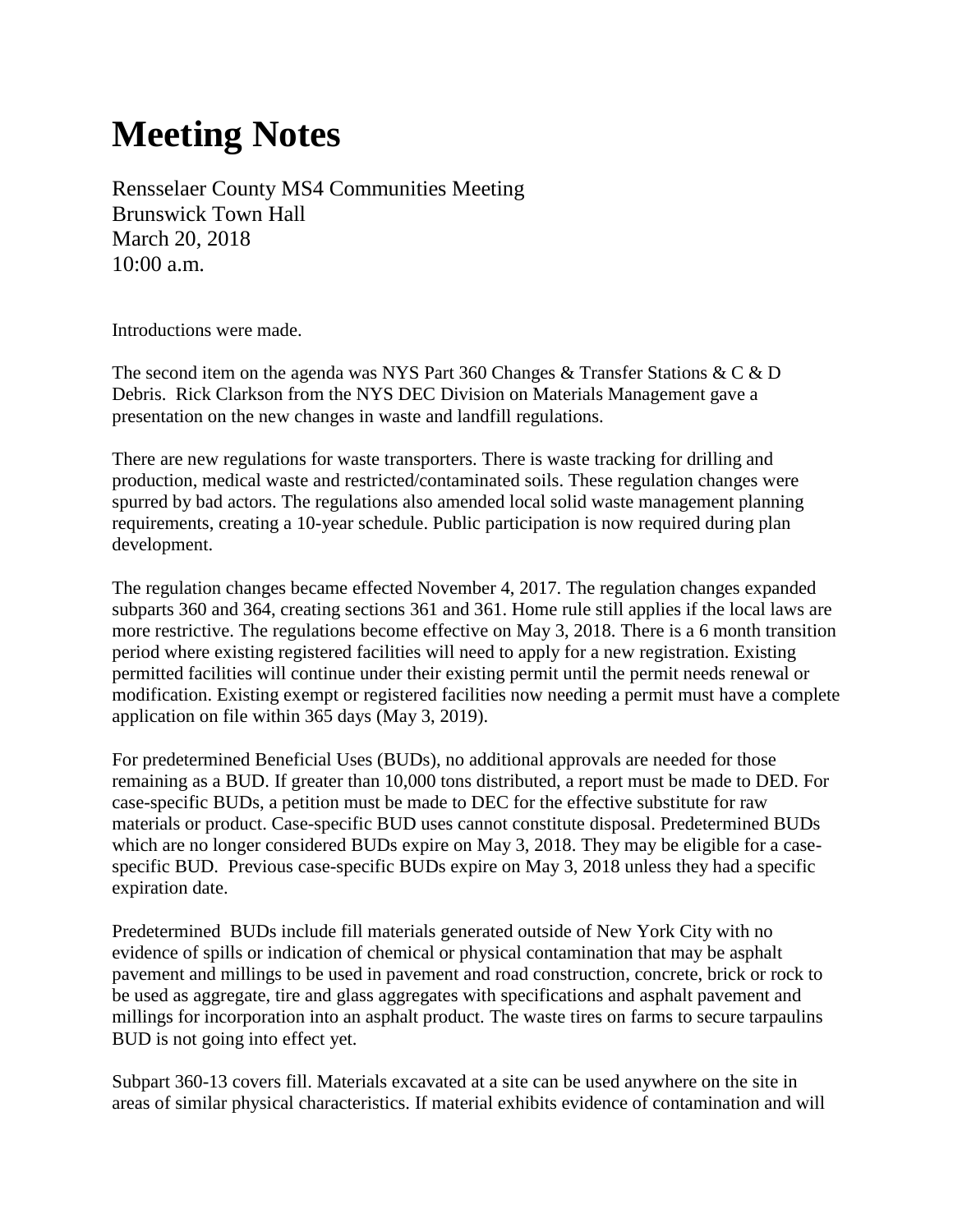# Meeting Notes

Rensselaer County MS4 Communities Meeting
Brunswick Town Hall
March 20, 2018
10:00 a.m.

Introductions were made.

The second item on the agenda was NYS Part 360 Changes & Transfer Stations & C & D Debris. Rick Clarkson from the NYS DEC Division on Materials Management gave a presentation on the new changes in waste and landfill regulations.

There are new regulations for waste transporters. There is waste tracking for drilling and production, medical waste and restricted/contaminated soils. These regulation changes were spurred by bad actors. The regulations also amended local solid waste management planning requirements, creating a 10-year schedule. Public participation is now required during plan development.

The regulation changes became effected November 4, 2017. The regulation changes expanded subparts 360 and 364, creating sections 361 and 361. Home rule still applies if the local laws are more restrictive. The regulations become effective on May 3, 2018. There is a 6 month transition period where existing registered facilities will need to apply for a new registration. Existing permitted facilities will continue under their existing permit until the permit needs renewal or modification. Existing exempt or registered facilities now needing a permit must have a complete application on file within 365 days (May 3, 2019).

For predetermined Beneficial Uses (BUDs), no additional approvals are needed for those remaining as a BUD. If greater than 10,000 tons distributed, a report must be made to DED. For case-specific BUDs, a petition must be made to DEC for the effective substitute for raw materials or product. Case-specific BUD uses cannot constitute disposal. Predetermined BUDs which are no longer considered BUDs expire on May 3, 2018. They may be eligible for a case-specific BUD. Previous case-specific BUDs expire on May 3, 2018 unless they had a specific expiration date.

Predetermined BUDs include fill materials generated outside of New York City with no evidence of spills or indication of chemical or physical contamination that may be asphalt pavement and millings to be used in pavement and road construction, concrete, brick or rock to be used as aggregate, tire and glass aggregates with specifications and asphalt pavement and millings for incorporation into an asphalt product. The waste tires on farms to secure tarpaulins BUD is not going into effect yet.

Subpart 360-13 covers fill. Materials excavated at a site can be used anywhere on the site in areas of similar physical characteristics. If material exhibits evidence of contamination and will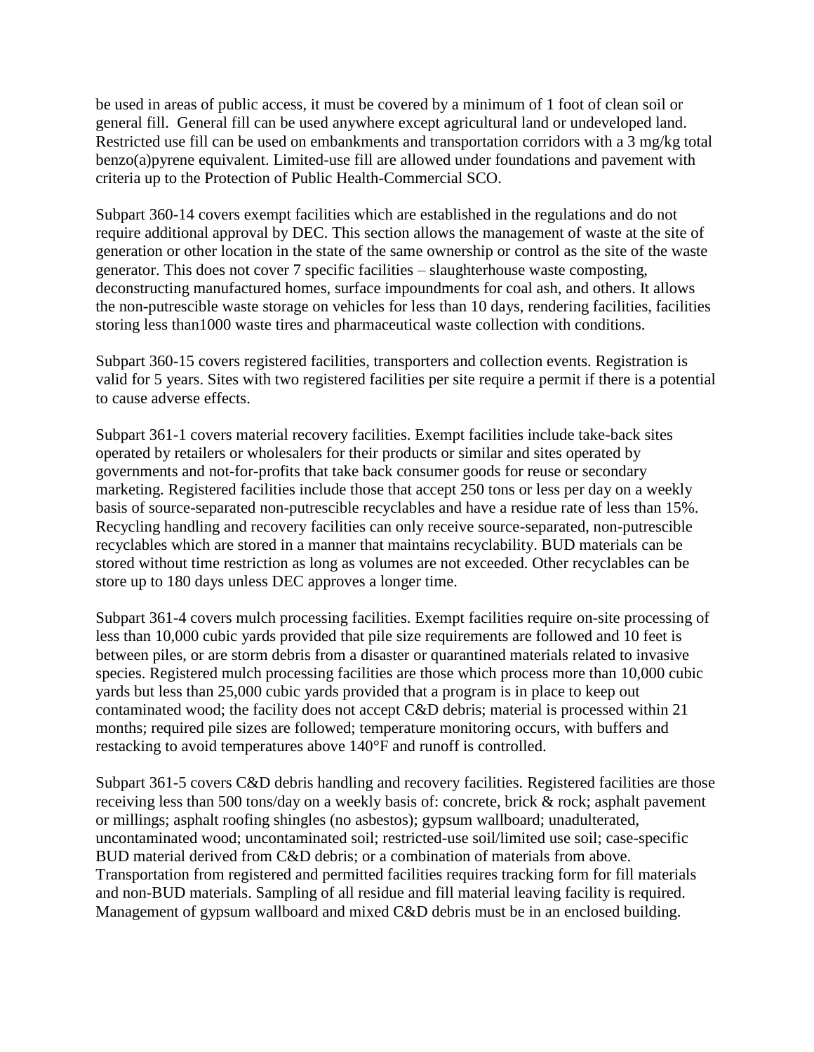be used in areas of public access, it must be covered by a minimum of 1 foot of clean soil or general fill.  General fill can be used anywhere except agricultural land or undeveloped land. Restricted use fill can be used on embankments and transportation corridors with a 3 mg/kg total benzo(a)pyrene equivalent. Limited-use fill are allowed under foundations and pavement with criteria up to the Protection of Public Health-Commercial SCO.

Subpart 360-14 covers exempt facilities which are established in the regulations and do not require additional approval by DEC. This section allows the management of waste at the site of generation or other location in the state of the same ownership or control as the site of the waste generator. This does not cover 7 specific facilities – slaughterhouse waste composting, deconstructing manufactured homes, surface impoundments for coal ash, and others. It allows the non-putrescible waste storage on vehicles for less than 10 days, rendering facilities, facilities storing less than1000 waste tires and pharmaceutical waste collection with conditions.

Subpart 360-15 covers registered facilities, transporters and collection events. Registration is valid for 5 years. Sites with two registered facilities per site require a permit if there is a potential to cause adverse effects.

Subpart 361-1 covers material recovery facilities. Exempt facilities include take-back sites operated by retailers or wholesalers for their products or similar and sites operated by governments and not-for-profits that take back consumer goods for reuse or secondary marketing. Registered facilities include those that accept 250 tons or less per day on a weekly basis of source-separated non-putrescible recyclables and have a residue rate of less than 15%. Recycling handling and recovery facilities can only receive source-separated, non-putrescible recyclables which are stored in a manner that maintains recyclability. BUD materials can be stored without time restriction as long as volumes are not exceeded. Other recyclables can be store up to 180 days unless DEC approves a longer time.

Subpart 361-4 covers mulch processing facilities. Exempt facilities require on-site processing of less than 10,000 cubic yards provided that pile size requirements are followed and 10 feet is between piles, or are storm debris from a disaster or quarantined materials related to invasive species. Registered mulch processing facilities are those which process more than 10,000 cubic yards but less than 25,000 cubic yards provided that a program is in place to keep out contaminated wood; the facility does not accept C&D debris; material is processed within 21 months; required pile sizes are followed; temperature monitoring occurs, with buffers and restacking to avoid temperatures above 140°F and runoff is controlled.

Subpart 361-5 covers C&D debris handling and recovery facilities. Registered facilities are those receiving less than 500 tons/day on a weekly basis of: concrete, brick & rock; asphalt pavement or millings; asphalt roofing shingles (no asbestos); gypsum wallboard; unadulterated, uncontaminated wood; uncontaminated soil; restricted-use soil/limited use soil; case-specific BUD material derived from C&D debris; or a combination of materials from above. Transportation from registered and permitted facilities requires tracking form for fill materials and non-BUD materials. Sampling of all residue and fill material leaving facility is required. Management of gypsum wallboard and mixed C&D debris must be in an enclosed building.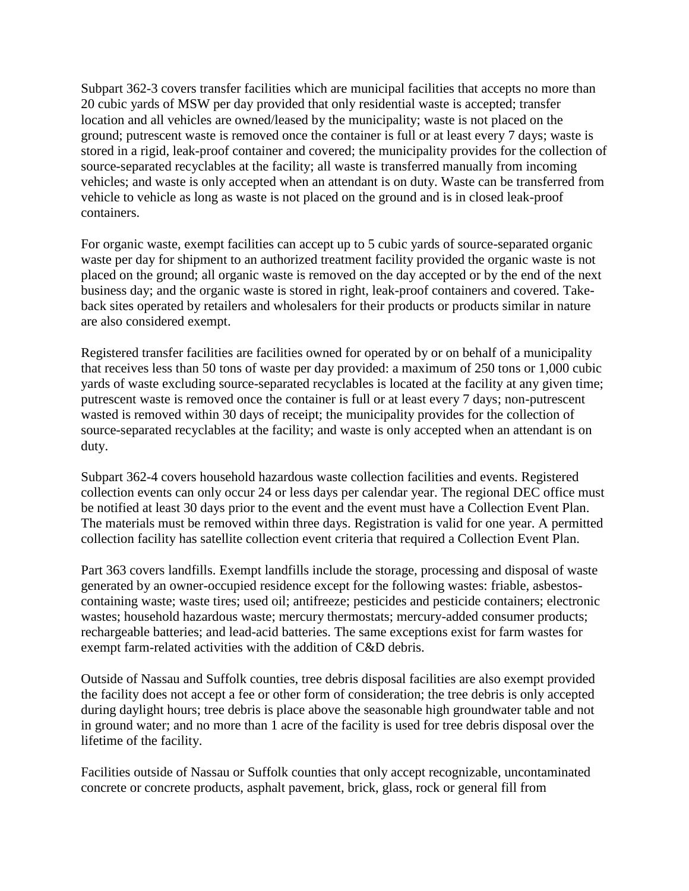Subpart 362-3 covers transfer facilities which are municipal facilities that accepts no more than 20 cubic yards of MSW per day provided that only residential waste is accepted; transfer location and all vehicles are owned/leased by the municipality; waste is not placed on the ground; putrescent waste is removed once the container is full or at least every 7 days; waste is stored in a rigid, leak-proof container and covered; the municipality provides for the collection of source-separated recyclables at the facility; all waste is transferred manually from incoming vehicles; and waste is only accepted when an attendant is on duty. Waste can be transferred from vehicle to vehicle as long as waste is not placed on the ground and is in closed leak-proof containers.

For organic waste, exempt facilities can accept up to 5 cubic yards of source-separated organic waste per day for shipment to an authorized treatment facility provided the organic waste is not placed on the ground; all organic waste is removed on the day accepted or by the end of the next business day; and the organic waste is stored in right, leak-proof containers and covered. Take-back sites operated by retailers and wholesalers for their products or products similar in nature are also considered exempt.

Registered transfer facilities are facilities owned for operated by or on behalf of a municipality that receives less than 50 tons of waste per day provided: a maximum of 250 tons or 1,000 cubic yards of waste excluding source-separated recyclables is located at the facility at any given time; putrescent waste is removed once the container is full or at least every 7 days; non-putrescent wasted is removed within 30 days of receipt; the municipality provides for the collection of source-separated recyclables at the facility; and waste is only accepted when an attendant is on duty.

Subpart 362-4 covers household hazardous waste collection facilities and events. Registered collection events can only occur 24 or less days per calendar year. The regional DEC office must be notified at least 30 days prior to the event and the event must have a Collection Event Plan. The materials must be removed within three days. Registration is valid for one year. A permitted collection facility has satellite collection event criteria that required a Collection Event Plan.

Part 363 covers landfills. Exempt landfills include the storage, processing and disposal of waste generated by an owner-occupied residence except for the following wastes: friable, asbestos-containing waste; waste tires; used oil; antifreeze; pesticides and pesticide containers; electronic wastes; household hazardous waste; mercury thermostats; mercury-added consumer products; rechargeable batteries; and lead-acid batteries. The same exceptions exist for farm wastes for exempt farm-related activities with the addition of C&D debris.

Outside of Nassau and Suffolk counties, tree debris disposal facilities are also exempt provided the facility does not accept a fee or other form of consideration; the tree debris is only accepted during daylight hours; tree debris is place above the seasonable high groundwater table and not in ground water; and no more than 1 acre of the facility is used for tree debris disposal over the lifetime of the facility.

Facilities outside of Nassau or Suffolk counties that only accept recognizable, uncontaminated concrete or concrete products, asphalt pavement, brick, glass, rock or general fill from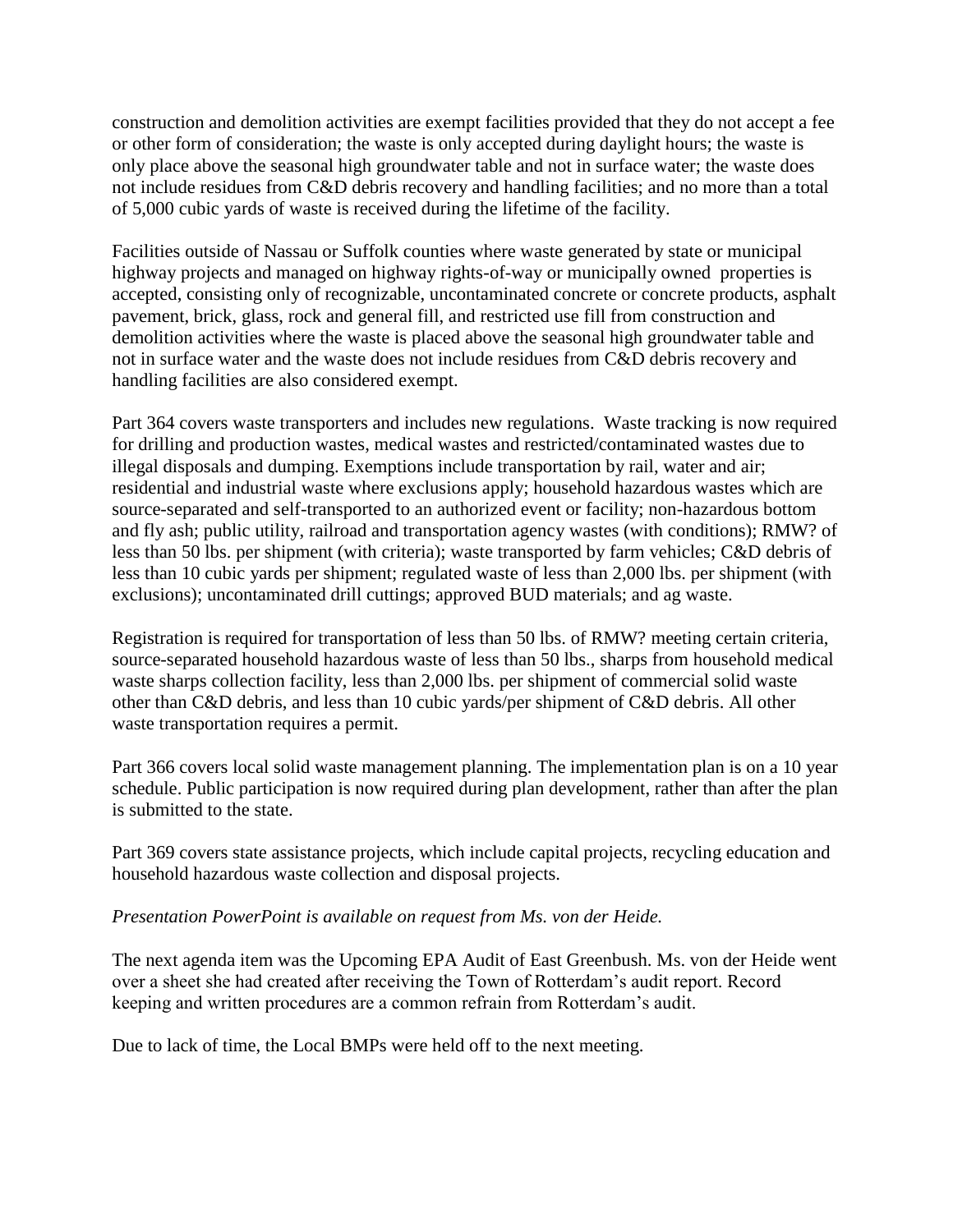construction and demolition activities are exempt facilities provided that they do not accept a fee or other form of consideration; the waste is only accepted during daylight hours; the waste is only place above the seasonal high groundwater table and not in surface water; the waste does not include residues from C&D debris recovery and handling facilities; and no more than a total of 5,000 cubic yards of waste is received during the lifetime of the facility.

Facilities outside of Nassau or Suffolk counties where waste generated by state or municipal highway projects and managed on highway rights-of-way or municipally owned properties is accepted, consisting only of recognizable, uncontaminated concrete or concrete products, asphalt pavement, brick, glass, rock and general fill, and restricted use fill from construction and demolition activities where the waste is placed above the seasonal high groundwater table and not in surface water and the waste does not include residues from C&D debris recovery and handling facilities are also considered exempt.

Part 364 covers waste transporters and includes new regulations. Waste tracking is now required for drilling and production wastes, medical wastes and restricted/contaminated wastes due to illegal disposals and dumping. Exemptions include transportation by rail, water and air; residential and industrial waste where exclusions apply; household hazardous wastes which are source-separated and self-transported to an authorized event or facility; non-hazardous bottom and fly ash; public utility, railroad and transportation agency wastes (with conditions); RMW? of less than 50 lbs. per shipment (with criteria); waste transported by farm vehicles; C&D debris of less than 10 cubic yards per shipment; regulated waste of less than 2,000 lbs. per shipment (with exclusions); uncontaminated drill cuttings; approved BUD materials; and ag waste.

Registration is required for transportation of less than 50 lbs. of RMW? meeting certain criteria, source-separated household hazardous waste of less than 50 lbs., sharps from household medical waste sharps collection facility, less than 2,000 lbs. per shipment of commercial solid waste other than C&D debris, and less than 10 cubic yards/per shipment of C&D debris. All other waste transportation requires a permit.

Part 366 covers local solid waste management planning. The implementation plan is on a 10 year schedule. Public participation is now required during plan development, rather than after the plan is submitted to the state.

Part 369 covers state assistance projects, which include capital projects, recycling education and household hazardous waste collection and disposal projects.

*Presentation PowerPoint is available on request from Ms. von der Heide.*

The next agenda item was the Upcoming EPA Audit of East Greenbush. Ms. von der Heide went over a sheet she had created after receiving the Town of Rotterdam's audit report. Record keeping and written procedures are a common refrain from Rotterdam's audit.

Due to lack of time, the Local BMPs were held off to the next meeting.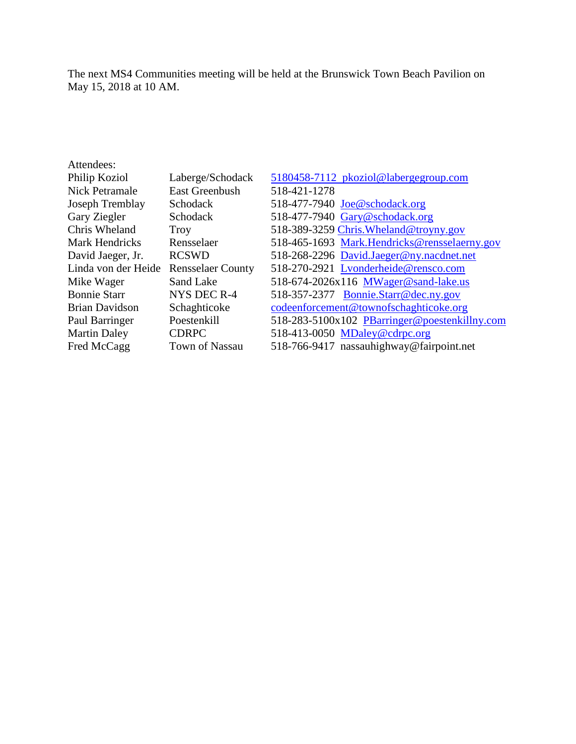The next MS4 Communities meeting will be held at the Brunswick Town Beach Pavilion on May 15, 2018 at 10 AM.

Attendees:

| | | |
|---|---|---|
| Philip Koziol | Laberge/Schodack | 5180458-7112 pkoziol@labergegroup.com |
| Nick Petramale | East Greenbush | 518-421-1278 |
| Joseph Tremblay | Schodack | 518-477-7940 Joe@schodack.org |
| Gary Ziegler | Schodack | 518-477-7940 Gary@schodack.org |
| Chris Wheland | Troy | 518-389-3259 Chris.Wheland@troyny.gov |
| Mark Hendricks | Rensselaer | 518-465-1693 Mark.Hendricks@rensselaerny.gov |
| David Jaeger, Jr. | RCSWD | 518-268-2296 David.Jaeger@ny.nacdnet.net |
| Linda von der Heide | Rensselaer County | 518-270-2921 Lvonderheide@rensco.com |
| Mike Wager | Sand Lake | 518-674-2026x116 MWager@sand-lake.us |
| Bonnie Starr | NYS DEC R-4 | 518-357-2377 Bonnie.Starr@dec.ny.gov |
| Brian Davidson | Schaghticoke | codeenforcement@townofschaghticoke.org |
| Paul Barringer | Poestenkill | 518-283-5100x102 PBarringer@poestenkillny.com |
| Martin Daley | CDRPC | 518-413-0050 MDaley@cdrpc.org |
| Fred McCagg | Town of Nassau | 518-766-9417 nassauhighway@fairpoint.net |